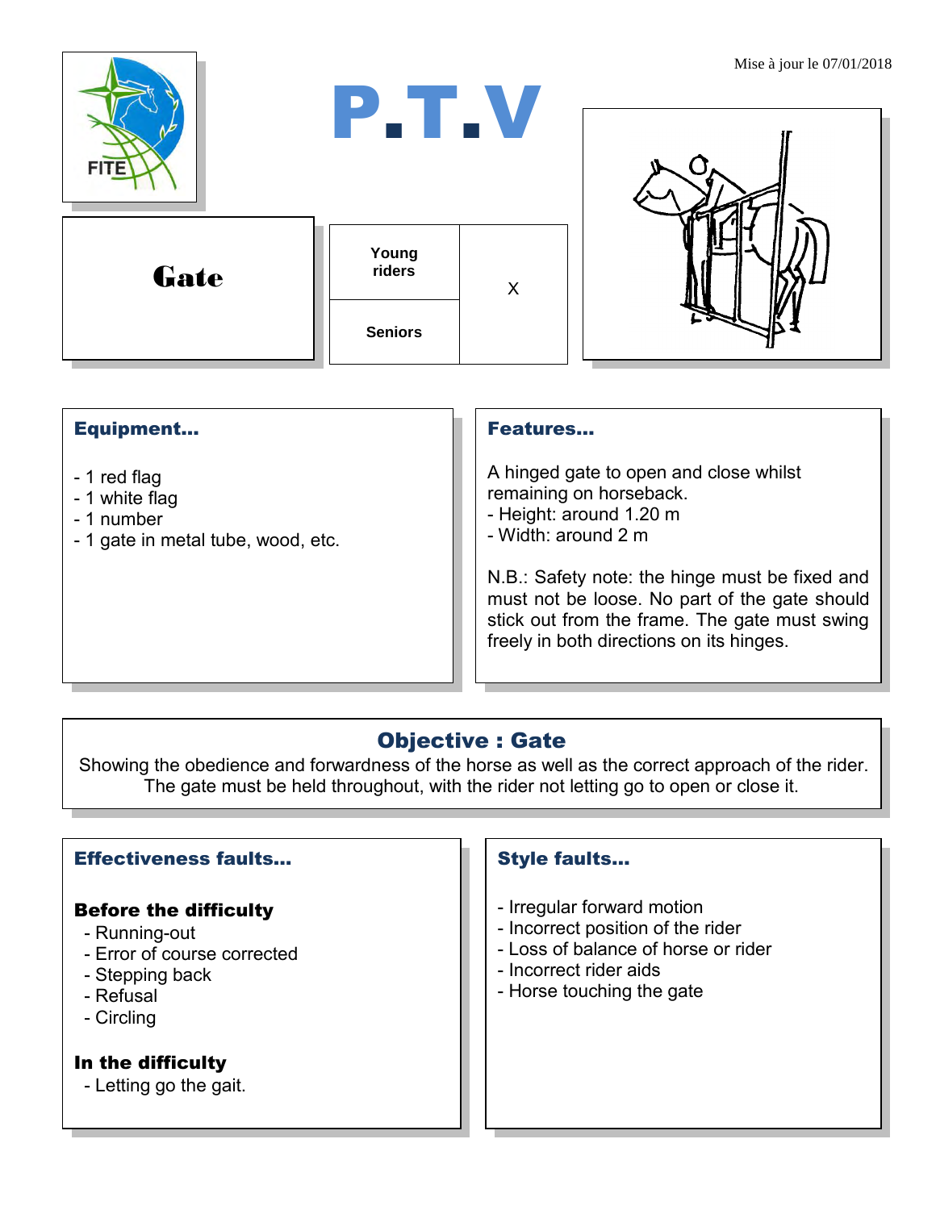Mise à jour le 07/01/2018

# P.T.V

## Gate

| Young riders | X |
|---|---|
| Seniors | |

### Equipment...

- 1 red flag
- 1 white flag
- 1 number
- 1 gate in metal tube, wood, etc.

### Features...

A hinged gate to open and close whilst remaining on horseback.
- Height: around 1.20 m
- Width: around 2 m

N.B.: Safety note: the hinge must be fixed and must not be loose. No part of the gate should stick out from the frame. The gate must swing freely in both directions on its hinges.

### Objective : Gate

Showing the obedience and forwardness of the horse as well as the correct approach of the rider. The gate must be held throughout, with the rider not letting go to open or close it.

### Effectiveness faults...

**Before the difficulty**
- Running-out
- Error of course corrected
- Stepping back
- Refusal
- Circling

**In the difficulty**
- Letting go the gait.

### Style faults...

- Irregular forward motion
- Incorrect position of the rider
- Loss of balance of horse or rider
- Incorrect rider aids
- Horse touching the gate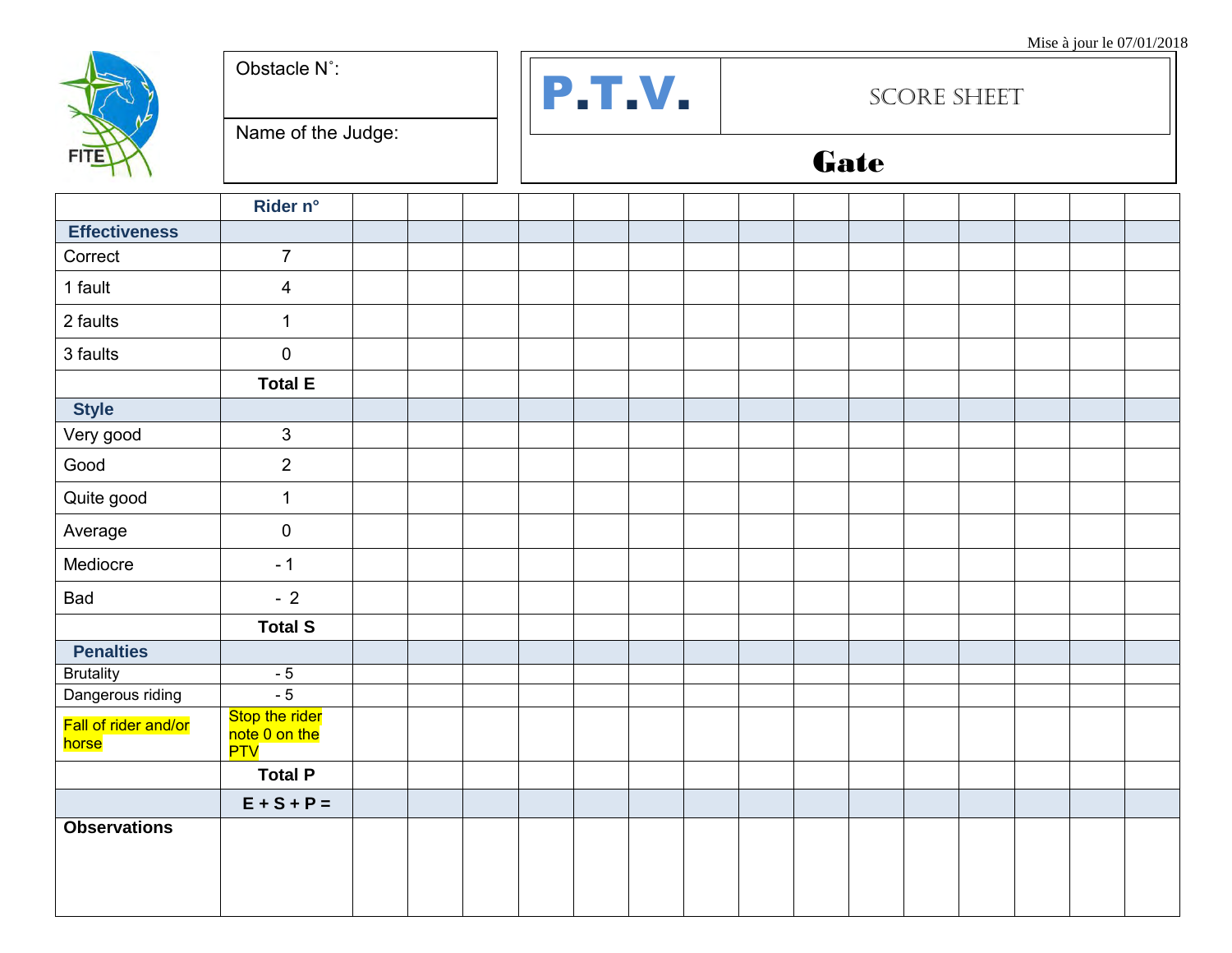Mise à jour le 07/01/2018

FITE

| Obstacle N°: |
|---|
| Name of the Judge: |

**P.T.V.** SCORE SHEET

# Gate

| | Rider n° | | | | | | | | | | | | | | | |
|---|---|---|---|---|---|---|---|---|---|---|---|---|---|---|---|---|
| **Effectiveness** | | | | | | | | | | | | | | | | |
| Correct | 7 | | | | | | | | | | | | | | | |
| 1 fault | 4 | | | | | | | | | | | | | | | |
| 2 faults | 1 | | | | | | | | | | | | | | | |
| 3 faults | 0 | | | | | | | | | | | | | | | |
| | **Total E** | | | | | | | | | | | | | | | |
| **Style** | | | | | | | | | | | | | | | | |
| Very good | 3 | | | | | | | | | | | | | | | |
| Good | 2 | | | | | | | | | | | | | | | |
| Quite good | 1 | | | | | | | | | | | | | | | |
| Average | 0 | | | | | | | | | | | | | | | |
| Mediocre | - 1 | | | | | | | | | | | | | | | |
| Bad | - 2 | | | | | | | | | | | | | | | |
| | **Total S** | | | | | | | | | | | | | | | |
| **Penalties** | | | | | | | | | | | | | | | | |
| Brutality | - 5 | | | | | | | | | | | | | | | |
| Dangerous riding | - 5 | | | | | | | | | | | | | | | |
| Fall of rider and/or horse | Stop the rider note 0 on the PTV | | | | | | | | | | | | | | | |
| | **Total P** | | | | | | | | | | | | | | | |
| | **E + S + P =** | | | | | | | | | | | | | | | |
| **Observations** | | | | | | | | | | | | | | | | |